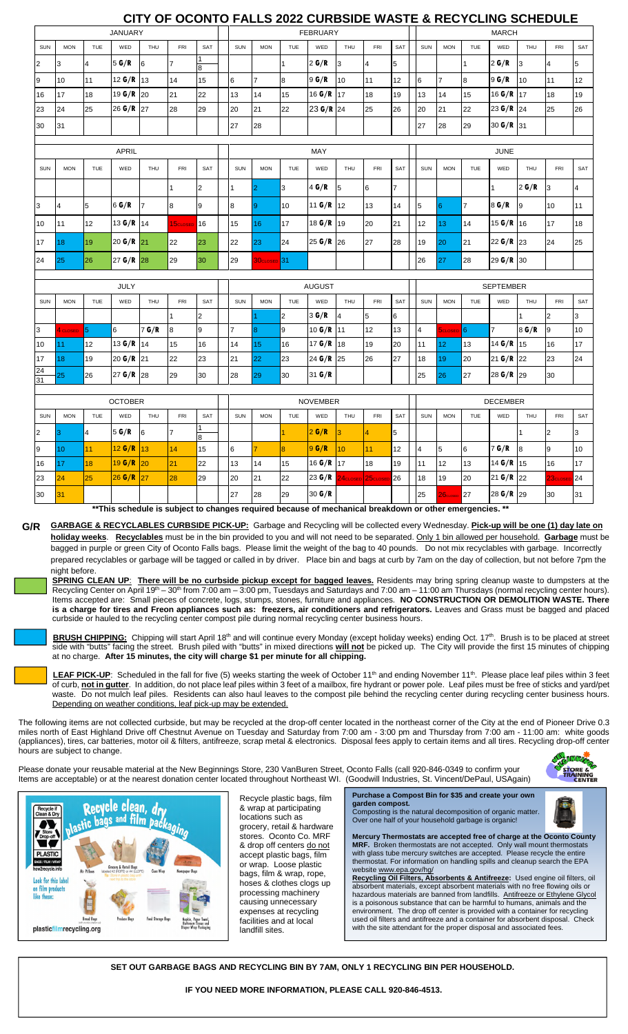# CITY OF OCONTO FALLS 2022 CURBSIDE WASTE & RECYCLING SCHEDULE

## JANUARY

| SUN | MON | TUE | WED | THU | FRI | SAT |
|---|---|---|---|---|---|---|
| | | | | | | 1 |
| 2 | 3 | 4 | 5 G/R | 6 | 7 | 8 |
| 9 | 10 | 11 | 12 G/R | 13 | 14 | 15 |
| 16 | 17 | 18 | 19 G/R | 20 | 21 | 22 |
| 23 | 24 | 25 | 26 G/R | 27 | 28 | 29 |
| 30 | 31 | | | | | |

## FEBRUARY

| SUN | MON | TUE | WED | THU | FRI | SAT |
|---|---|---|---|---|---|---|
| | | 1 | 2 G/R | 3 | 4 | 5 |
| 6 | 7 | 8 | 9 G/R | 10 | 11 | 12 |
| 13 | 14 | 15 | 16 G/R | 17 | 18 | 19 |
| 20 | 21 | 22 | 23 G/R | 24 | 25 | 26 |
| 27 | 28 | | | | | |

## MARCH

| SUN | MON | TUE | WED | THU | FRI | SAT |
|---|---|---|---|---|---|---|
| | | 1 | 2 G/R | 3 | 4 | 5 |
| 6 | 7 | 8 | 9 G/R | 10 | 11 | 12 |
| 13 | 14 | 15 | 16 G/R | 17 | 18 | 19 |
| 20 | 21 | 22 | 23 G/R | 24 | 25 | 26 |
| 27 | 28 | 29 | 30 G/R | 31 | | |

## APRIL

| SUN | MON | TUE | WED | THU | FRI | SAT |
|---|---|---|---|---|---|---|
| | | | | | 1 | 2 |
| 3 | 4 | 5 | 6 G/R | 7 | 8 | 9 |
| 10 | 11 | 12 | 13 G/R | 14 | 15 CLOSED | 16 |
| 17 | 18 | 19 | 20 G/R | 21 | 22 | 23 |
| 24 | 25 | 26 | 27 G/R | 28 | 29 | 30 |

## MAY

| SUN | MON | TUE | WED | THU | FRI | SAT |
|---|---|---|---|---|---|---|
| 1 | 2 | 3 | 4 G/R | 5 | 6 | 7 |
| 8 | 9 | 10 | 11 G/R | 12 | 13 | 14 |
| 15 | 16 | 17 | 18 G/R | 19 | 20 | 21 |
| 22 | 23 | 24 | 25 G/R | 26 | 27 | 28 |
| 29 | 30 CLOSED | 31 | | | | |

## JUNE

| SUN | MON | TUE | WED | THU | FRI | SAT |
|---|---|---|---|---|---|---|
| | | | 1 | 2 G/R | 3 | 4 |
| 5 | 6 | 7 | 8 G/R | 9 | 10 | 11 |
| 12 | 13 | 14 | 15 G/R | 16 | 17 | 18 |
| 19 | 20 | 21 | 22 G/R | 23 | 24 | 25 |
| 26 | 27 | 28 | 29 G/R | 30 | | |

## JULY

| SUN | MON | TUE | WED | THU | FRI | SAT |
|---|---|---|---|---|---|---|
| | | | | | 1 | 2 |
| 3 | 4 CLOSED | 5 | 6 | 7 G/R | 8 | 9 |
| 10 | 11 | 12 | 13 G/R | 14 | 15 | 16 |
| 17 | 18 | 19 | 20 G/R | 21 | 22 | 23 |
| 24/31 | 25 | 26 | 27 G/R | 28 | 29 | 30 |

## AUGUST

| SUN | MON | TUE | WED | THU | FRI | SAT |
|---|---|---|---|---|---|---|
| | 1 | 2 | 3 G/R | 4 | 5 | 6 |
| 7 | 8 | 9 | 10 G/R | 11 | 12 | 13 |
| 14 | 15 | 16 | 17 G/R | 18 | 19 | 20 |
| 21 | 22 | 23 | 24 G/R | 25 | 26 | 27 |
| 28 | 29 | 30 | 31 G/R | | | |

## SEPTEMBER

| SUN | MON | TUE | WED | THU | FRI | SAT |
|---|---|---|---|---|---|---|
| | | | | 1 | 2 | 3 |
| 4 | 5 CLOSED | 6 | 7 | 8 G/R | 9 | 10 |
| 11 | 12 | 13 | 14 G/R | 15 | 16 | 17 |
| 18 | 19 | 20 | 21 G/R | 22 | 23 | 24 |
| 25 | 26 | 27 | 28 G/R | 29 | 30 | |

## OCTOBER

| SUN | MON | TUE | WED | THU | FRI | SAT |
|---|---|---|---|---|---|---|
| | | | | | | 1 |
| 2 | 3 | 4 | 5 G/R | 6 | 7 | 8 |
| 9 | 10 | 11 | 12 G/R | 13 | 14 | 15 |
| 16 | 17 | 18 | 19 G/R | 20 | 21 | 22 |
| 23 | 24 | 25 | 26 G/R | 27 | 28 | 29 |
| 30 | 31 | | | | | |

## NOVEMBER

| SUN | MON | TUE | WED | THU | FRI | SAT |
|---|---|---|---|---|---|---|
| | | 1 | 2 G/R | 3 | 4 | 5 |
| 6 | 7 | 8 | 9 G/R | 10 | 11 | 12 |
| 13 | 14 | 15 | 16 G/R | 17 | 18 | 19 |
| 20 | 21 | 22 | 23 G/R | 24 CLOSED | 25 CLOSED | 26 |
| 27 | 28 | 29 | 30 G/R | | | |

## DECEMBER

| SUN | MON | TUE | WED | THU | FRI | SAT |
|---|---|---|---|---|---|---|
| | | | | 1 | 2 | 3 |
| 4 | 5 | 6 | 7 G/R | 8 | 9 | 10 |
| 11 | 12 | 13 | 14 G/R | 15 | 16 | 17 |
| 18 | 19 | 20 | 21 G/R | 22 | 23 CLOSED | 24 |
| 25 | 26 CLOSED | 27 | 28 G/R | 29 | 30 | 31 |

**\*\*This schedule is subject to changes required because of mechanical breakdown or other emergencies. \*\***

**G/R** **GARBAGE & RECYCLABLES CURBSIDE PICK-UP:** Garbage and Recycling will be collected every Wednesday. **Pick-up will be one (1) day late on holiday weeks**. **Recyclables** must be in the bin provided to you and will not need to be separated. Only 1 bin allowed per household. **Garbage** must be bagged in purple or green City of Oconto Falls bags. Please limit the weight of the bag to 40 pounds. Do not mix recyclables with garbage. Incorrectly prepared recyclables or garbage will be tagged or called in by driver. Place bin and bags at curb by 7am on the day of collection, but not before 7pm the night before.

**SPRING CLEAN UP**: **There will be no curbside pickup except for bagged leaves.** Residents may bring spring cleanup waste to dumpsters at the Recycling Center on April 19th – 30th from 7:00 am – 3:00 pm, Tuesdays and Saturdays and 7:00 am – 11:00 am Thursdays (normal recycling center hours). Items accepted are: Small pieces of concrete, logs, stumps, stones, furniture and appliances. **NO CONSTRUCTION OR DEMOLITION WASTE. There is a charge for tires and Freon appliances such as: freezers, air conditioners and refrigerators.** Leaves and Grass must be bagged and placed curbside or hauled to the recycling center compost pile during normal recycling center business hours.

**BRUSH CHIPPING:** Chipping will start April 18th and will continue every Monday (except holiday weeks) ending Oct. 17th. Brush is to be placed at street side with "butts" facing the street. Brush piled with "butts" in mixed directions **will not** be picked up. The City will provide the first 15 minutes of chipping at no charge. **After 15 minutes, the city will charge $1 per minute for all chipping.**

**LEAF PICK-UP**: Scheduled in the fall for five (5) weeks starting the week of October 11th and ending November 11th. Please place leaf piles within 3 feet of curb, **not in gutter**. In addition, do not place leaf piles within 3 feet of a mailbox, fire hydrant or power pole. Leaf piles must be free of sticks and yard/pet waste. Do not mulch leaf piles. Residents can also haul leaves to the compost pile behind the recycling center during recycling center business hours. Depending on weather conditions, leaf pick-up may be extended.

The following items are not collected curbside, but may be recycled at the drop-off center located in the northeast corner of the City at the end of Pioneer Drive 0.3 miles north of East Highland Drive off Chestnut Avenue on Tuesday and Saturday from 7:00 am - 3:00 pm and Thursday from 7:00 am - 11:00 am: white goods (appliances), tires, car batteries, motor oil & filters, antifreeze, scrap metal & electronics. Disposal fees apply to certain items and all tires. Recycling drop-off center hours are subject to change.

Please donate your reusable material at the New Beginnings Store, 230 VanBuren Street, Oconto Falls (call 920-846-0349 to confirm your Items are acceptable) or at the nearest donation center located throughout Northeast WI. (Goodwill Industries, St. Vincent/DePaul, USAgain)

Recycle plastic bags, film & wrap at participating locations such as grocery, retail & hardware stores. Oconto Co. MRF & drop off centers do not accept plastic bags, film or wrap. Loose plastic bags, film & wrap, rope, hoses & clothes clogs up processing machinery causing unnecessary expenses at recycling facilities and at local landfill sites.

**Purchase a Compost Bin for $35 and create your own garden compost.**
Composting is the natural decomposition of organic matter. Over one half of your household garbage is organic!

**Mercury Thermostats are accepted free of charge at the Oconto County MRF.** Broken thermostats are not accepted. Only wall mount thermostats with glass tube mercury switches are accepted. Please recycle the entire thermostat. For information on handling spills and cleanup search the EPA website www.epa.gov/hg/

**Recycling Oil Filters, Absorbents & Antifreeze:** Used engine oil filters, oil absorbent materials, except absorbent materials with no free flowing oils or hazardous materials are banned from landfills. Antifreeze or Ethylene Glycol is a poisonous substance that can be harmful to humans, animals and the environment. The drop off center is provided with a container for recycling used oil filters and antifreeze and a container for absorbent disposal. Check with the site attendant for the proper disposal and associated fees.

**SET OUT GARBAGE BAGS AND RECYCLING BIN BY 7AM, ONLY 1 RECYCLING BIN PER HOUSEHOLD.**

**IF YOU NEED MORE INFORMATION, PLEASE CALL 920-846-4513.**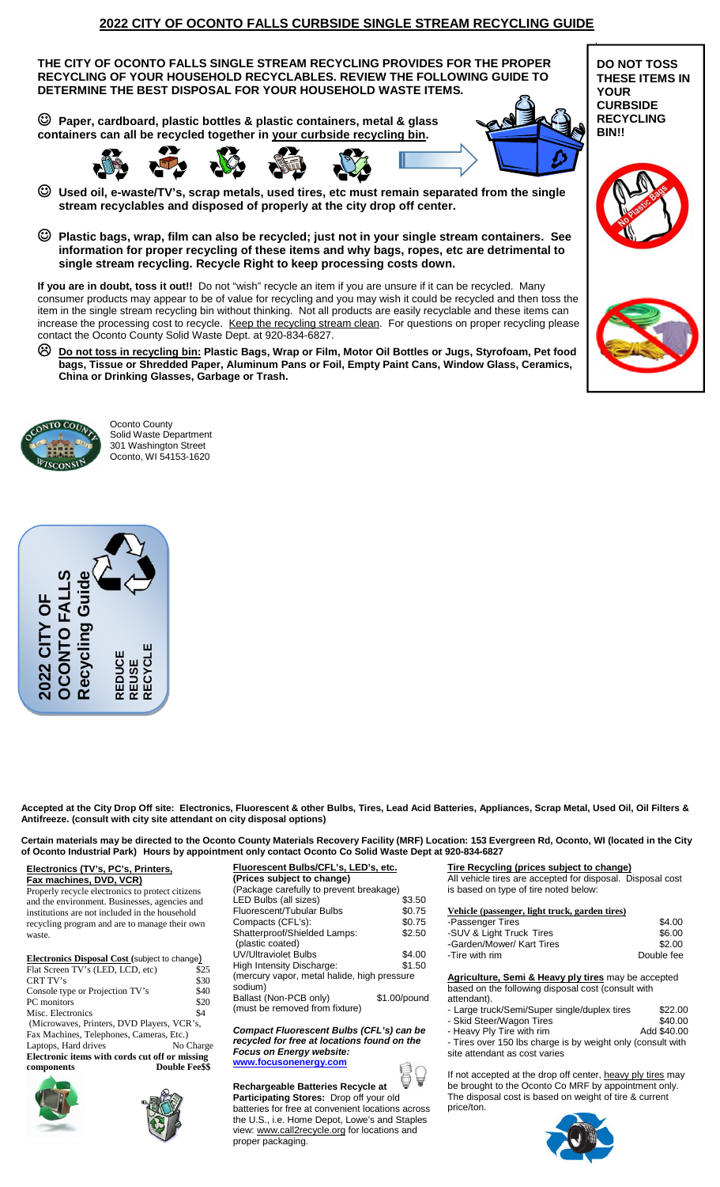## 2022 CITY OF OCONTO FALLS CURBSIDE SINGLE STREAM RECYCLING GUIDE

**THE CITY OF OCONTO FALLS SINGLE STREAM RECYCLING PROVIDES FOR THE PROPER RECYCLING OF YOUR HOUSEHOLD RECYCLABLES. REVIEW THE FOLLOWING GUIDE TO DETERMINE THE BEST DISPOSAL FOR YOUR HOUSEHOLD WASTE ITEMS.**

☺ **Paper, cardboard, plastic bottles & plastic containers, metal & glass containers can all be recycled together in your curbside recycling bin.**

☺ **Used oil, e-waste/TV's, scrap metals, used tires, etc must remain separated from the single stream recyclables and disposed of properly at the city drop off center.**

☺ **Plastic bags, wrap, film can also be recycled; just not in your single stream containers. See information for proper recycling of these items and why bags, ropes, etc are detrimental to single stream recycling. Recycle Right to keep processing costs down.**

**If you are in doubt, toss it out!!** Do not "wish" recycle an item if you are unsure if it can be recycled. Many consumer products may appear to be of value for recycling and you may wish it could be recycled and then toss the item in the single stream recycling bin without thinking. Not all products are easily recyclable and these items can increase the processing cost to recycle. Keep the recycling stream clean. For questions on proper recycling please contact the Oconto County Solid Waste Dept. at 920-834-6827.

☹ **Do not toss in recycling bin: Plastic Bags, Wrap or Film, Motor Oil Bottles or Jugs, Styrofoam, Pet food bags, Tissue or Shredded Paper, Aluminum Pans or Foil, Empty Paint Cans, Window Glass, Ceramics, China or Drinking Glasses, Garbage or Trash.**

**DO NOT TOSS THESE ITEMS IN YOUR CURBSIDE RECYCLING BIN!!**

No Plastic Bags

Oconto County
Solid Waste Department
301 Washington Street
Oconto, WI 54153-1620

**2022 CITY OF OCONTO FALLS Recycling Guide**

**REDUCE REUSE RECYCLE**

**Accepted at the City Drop Off site: Electronics, Fluorescent & other Bulbs, Tires, Lead Acid Batteries, Appliances, Scrap Metal, Used Oil, Oil Filters & Antifreeze. (consult with city site attendant on city disposal options)**

**Certain materials may be directed to the Oconto County Materials Recovery Facility (MRF) Location: 153 Evergreen Rd, Oconto, WI (located in the City of Oconto Industrial Park) Hours by appointment only contact Oconto Co Solid Waste Dept at 920-834-6827**

**Electronics (TV's, PC's, Printers, Fax machines, DVD, VCR)**

Properly recycle electronics to protect citizens and the environment. Businesses, agencies and institutions are not included in the household recycling program and are to manage their own waste.

**Electronics Disposal Cost (subject to change)**

| | |
|---|---|
| Flat Screen TV's (LED, LCD, etc) | $25 |
| CRT TV's | $30 |
| Console type or Projection TV's | $40 |
| PC monitors | $20 |
| Misc. Electronics (Microwaves, Printers, DVD Players, VCR's, Fax Machines, Telephones, Cameras, Etc.) | $4 |
| Laptops, Hard drives | No Charge |
| **Electronic items with cords cut off or missing components** | **Double Fee$$** |

**Fluorescent Bulbs/CFL's, LED's, etc. (Prices subject to change)**
(Package carefully to prevent breakage)

| | |
|---|---|
| LED Bulbs (all sizes) | $3.50 |
| Fluorescent/Tubular Bulbs | $0.75 |
| Compacts (CFL's): | $0.75 |
| Shatterproof/Shielded Lamps: (plastic coated) | $2.50 |
| UV/Ultraviolet Bulbs | $4.00 |
| High Intensity Discharge: (mercury vapor, metal halide, high pressure sodium) | $1.50 |
| Ballast (Non-PCB only) (must be removed from fixture) | $1.00/pound |

***Compact Fluorescent Bulbs (CFL's) can be recycled for free at locations found on the Focus on Energy website: www.focusonenergy.com***

**Rechargeable Batteries Recycle at Participating Stores:** Drop off your old batteries for free at convenient locations across the U.S., i.e. Home Depot, Lowe's and Staples view: www.call2recycle.org for locations and proper packaging.

**Tire Recycling (prices subject to change)**

All vehicle tires are accepted for disposal. Disposal cost is based on type of tire noted below:

**Vehicle (passenger, light truck, garden tires)**

| | |
|---|---|
| -Passenger Tires | $4.00 |
| -SUV & Light Truck Tires | $6.00 |
| -Garden/Mower/ Kart Tires | $2.00 |
| -Tire with rim | Double fee |

**Agriculture, Semi & Heavy ply tires** may be accepted based on the following disposal cost (consult with attendant).

| | |
|---|---|
| - Large truck/Semi/Super single/duplex tires | $22.00 |
| - Skid Steer/Wagon Tires | $40.00 |
| - Heavy Ply Tire with rim | Add $40.00 |

- Tires over 150 lbs charge is by weight only (consult with site attendant as cost varies

If not accepted at the drop off center, heavy ply tires may be brought to the Oconto Co MRF by appointment only. The disposal cost is based on weight of tire & current price/ton.